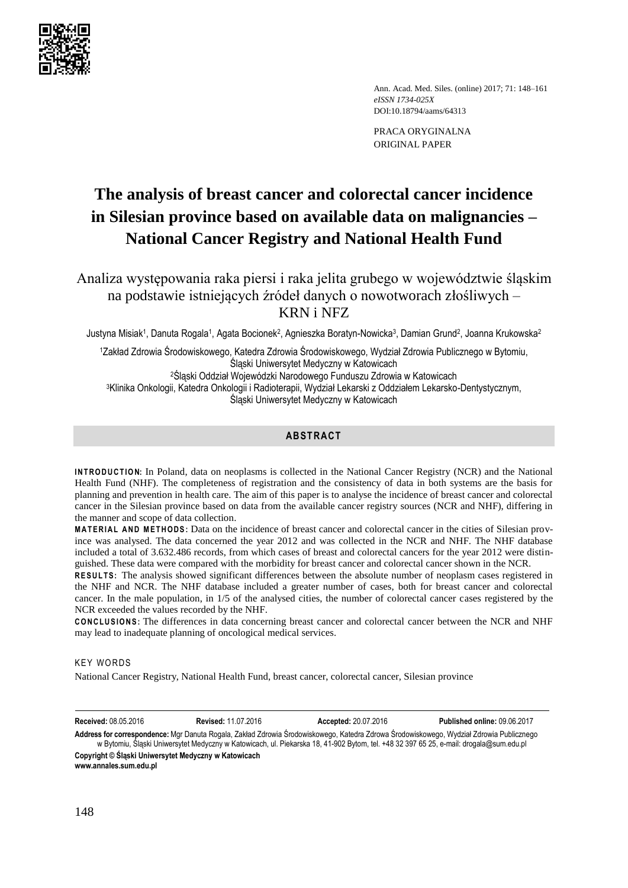PRACA ORYGINALNA
ORIGINAL PAPER

# The analysis of breast cancer and colorectal cancer incidence in Silesian province based on available data on malignancies – National Cancer Registry and National Health Fund

## Analiza występowania raka piersi i raka jelita grubego w województwie śląskim na podstawie istniejących źródeł danych o nowotworach złośliwych – KRN i NFZ

Justyna Misiak[1], Danuta Rogala[1], Agata Bocionek[2], Agnieszka Boratyn-Nowicka[3], Damian Grund[2], Joanna Krukowska[2]

[1]Zakład Zdrowia Środowiskowego, Katedra Zdrowia Środowiskowego, Wydział Zdrowia Publicznego w Bytomiu, Śląski Uniwersytet Medyczny w Katowicach
[2]Śląski Oddział Wojewódzki Narodowego Funduszu Zdrowia w Katowicach
[3]Klinika Onkologii, Katedra Onkologii i Radioterapii, Wydział Lekarski z Oddziałem Lekarsko-Dentystycznym, Śląski Uniwersytet Medyczny w Katowicach

## ABSTRACT

**INTRODUCTION:** In Poland, data on neoplasms is collected in the National Cancer Registry (NCR) and the National Health Fund (NHF). The completeness of registration and the consistency of data in both systems are the basis for planning and prevention in health care. The aim of this paper is to analyse the incidence of breast cancer and colorectal cancer in the Silesian province based on data from the available cancer registry sources (NCR and NHF), differing in the manner and scope of data collection.

**MATERIAL AND METHODS:** Data on the incidence of breast cancer and colorectal cancer in the cities of Silesian province was analysed. The data concerned the year 2012 and was collected in the NCR and NHF. The NHF database included a total of 3.632.486 records, from which cases of breast and colorectal cancers for the year 2012 were distinguished. These data were compared with the morbidity for breast cancer and colorectal cancer shown in the NCR.

**RESULTS:** The analysis showed significant differences between the absolute number of neoplasm cases registered in the NHF and NCR. The NHF database included a greater number of cases, both for breast cancer and colorectal cancer. In the male population, in 1/5 of the analysed cities, the number of colorectal cancer cases registered by the NCR exceeded the values recorded by the NHF.

**CONCLUSIONS:** The differences in data concerning breast cancer and colorectal cancer between the NCR and NHF may lead to inadequate planning of oncological medical services.

KEY WORDS

National Cancer Registry, National Health Fund, breast cancer, colorectal cancer, Silesian province

**Received:** 08.05.2016 **Revised:** 11.07.2016 **Accepted:** 20.07.2016 **Published online:** 09.06.2017

**Address for correspondence:** Mgr Danuta Rogala, Zakład Zdrowia Środowiskowego, Katedra Zdrowa Środowiskowego, Wydział Zdrowia Publicznego w Bytomiu, Śląski Uniwersytet Medyczny w Katowicach, ul. Piekarska 18, 41-902 Bytom, tel. +48 32 397 65 25, e-mail: drogala@sum.edu.pl

**Copyright © Śląski Uniwersytet Medyczny w Katowicach**
**www.annales.sum.edu.pl**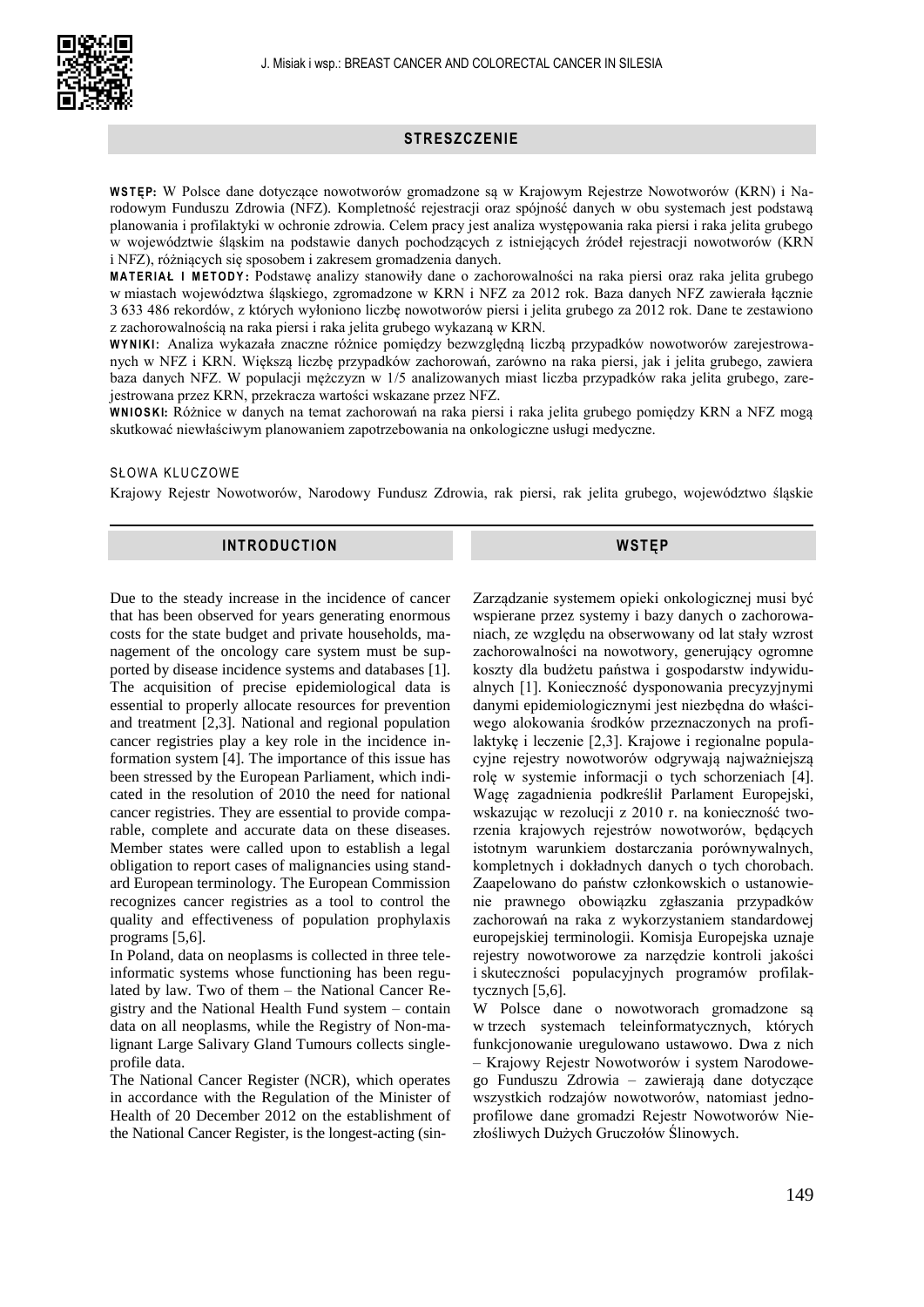## STRESZCZENIE

**WSTĘP:** W Polsce dane dotyczące nowotworów gromadzone są w Krajowym Rejestrze Nowotworów (KRN) i Narodowym Funduszu Zdrowia (NFZ). Kompletność rejestracji oraz spójność danych w obu systemach jest podstawą planowania i profilaktyki w ochronie zdrowia. Celem pracy jest analiza występowania raka piersi i raka jelita grubego w województwie śląskim na podstawie danych pochodzących z istniejących źródeł rejestracji nowotworów (KRN i NFZ), różniących się sposobem i zakresem gromadzenia danych.

**MATERIAŁ I METODY:** Podstawę analizy stanowiły dane o zachorowalności na raka piersi oraz raka jelita grubego w miastach województwa śląskiego, zgromadzone w KRN i NFZ za 2012 rok. Baza danych NFZ zawierała łącznie 3 633 486 rekordów, z których wyłoniono liczbę nowotworów piersi i jelita grubego za 2012 rok. Dane te zestawiono z zachorowalnością na raka piersi i raka jelita grubego wykazaną w KRN.

**WYNIKI:** Analiza wykazała znaczne różnice pomiędzy bezwzględną liczbą przypadków nowotworów zarejestrowanych w NFZ i KRN. Większą liczbę przypadków zachorowań, zarówno na raka piersi, jak i jelita grubego, zawiera baza danych NFZ. W populacji mężczyzn w 1/5 analizowanych miast liczba przypadków raka jelita grubego, zarejestrowana przez KRN, przekracza wartości wskazane przez NFZ.

**WNIOSKI:** Różnice w danych na temat zachorowań na raka piersi i raka jelita grubego pomiędzy KRN a NFZ mogą skutkować niewłaściwym planowaniem zapotrzebowania na onkologiczne usługi medyczne.

### SŁOWA KLUCZOWE

Krajowy Rejestr Nowotworów, Narodowy Fundusz Zdrowia, rak piersi, rak jelita grubego, województwo śląskie

## INTRODUCTION

Due to the steady increase in the incidence of cancer that has been observed for years generating enormous costs for the state budget and private households, management of the oncology care system must be supported by disease incidence systems and databases [1]. The acquisition of precise epidemiological data is essential to properly allocate resources for prevention and treatment [2,3]. National and regional population cancer registries play a key role in the incidence information system [4]. The importance of this issue has been stressed by the European Parliament, which indicated in the resolution of 2010 the need for national cancer registries. They are essential to provide comparable, complete and accurate data on these diseases. Member states were called upon to establish a legal obligation to report cases of malignancies using standard European terminology. The European Commission recognizes cancer registries as a tool to control the quality and effectiveness of population prophylaxis programs [5,6].

In Poland, data on neoplasms is collected in three teleinformatic systems whose functioning has been regulated by law. Two of them – the National Cancer Registry and the National Health Fund system – contain data on all neoplasms, while the Registry of Non-malignant Large Salivary Gland Tumours collects single-profile data.

The National Cancer Register (NCR), which operates in accordance with the Regulation of the Minister of Health of 20 December 2012 on the establishment of the National Cancer Register, is the longest-acting (sin-

## WSTĘP

Zarządzanie systemem opieki onkologicznej musi być wspierane przez systemy i bazy danych o zachorowaniach, ze względu na obserwowany od lat stały wzrost zachorowalności na nowotwory, generujący ogromne koszty dla budżetu państwa i gospodarstw indywidualnych [1]. Konieczność dysponowania precyzyjnymi danymi epidemiologicznymi jest niezbędna do właściwego alokowania środków przeznaczonych na profilaktykę i leczenie [2,3]. Krajowe i regionalne populacyjne rejestry nowotworów odgrywają najważniejszą rolę w systemie informacji o tych schorzeniach [4]. Wagę zagadnienia podkreślił Parlament Europejski, wskazując w rezolucji z 2010 r. na konieczność tworzenia krajowych rejestrów nowotworów, będących istotnym warunkiem dostarczania porównywalnych, kompletnych i dokładnych danych o tych chorobach. Zaapelowano do państw członkowskich o ustanowienie prawnego obowiązku zgłaszania przypadków zachorowań na raka z wykorzystaniem standardowej europejskiej terminologii. Komisja Europejska uznaje rejestry nowotworowe za narzędzie kontroli jakości i skuteczności populacyjnych programów profilaktycznych [5,6].

W Polsce dane o nowotworach gromadzone są w trzech systemach teleinformatycznych, których funkcjonowanie uregulowano ustawowo. Dwa z nich – Krajowy Rejestr Nowotworów i system Narodowego Funduszu Zdrowia – zawierają dane dotyczące wszystkich rodzajów nowotworów, natomiast jednoprofilowe dane gromadzi Rejestr Nowotworów Niezłośliwych Dużych Gruczołów Ślinowych.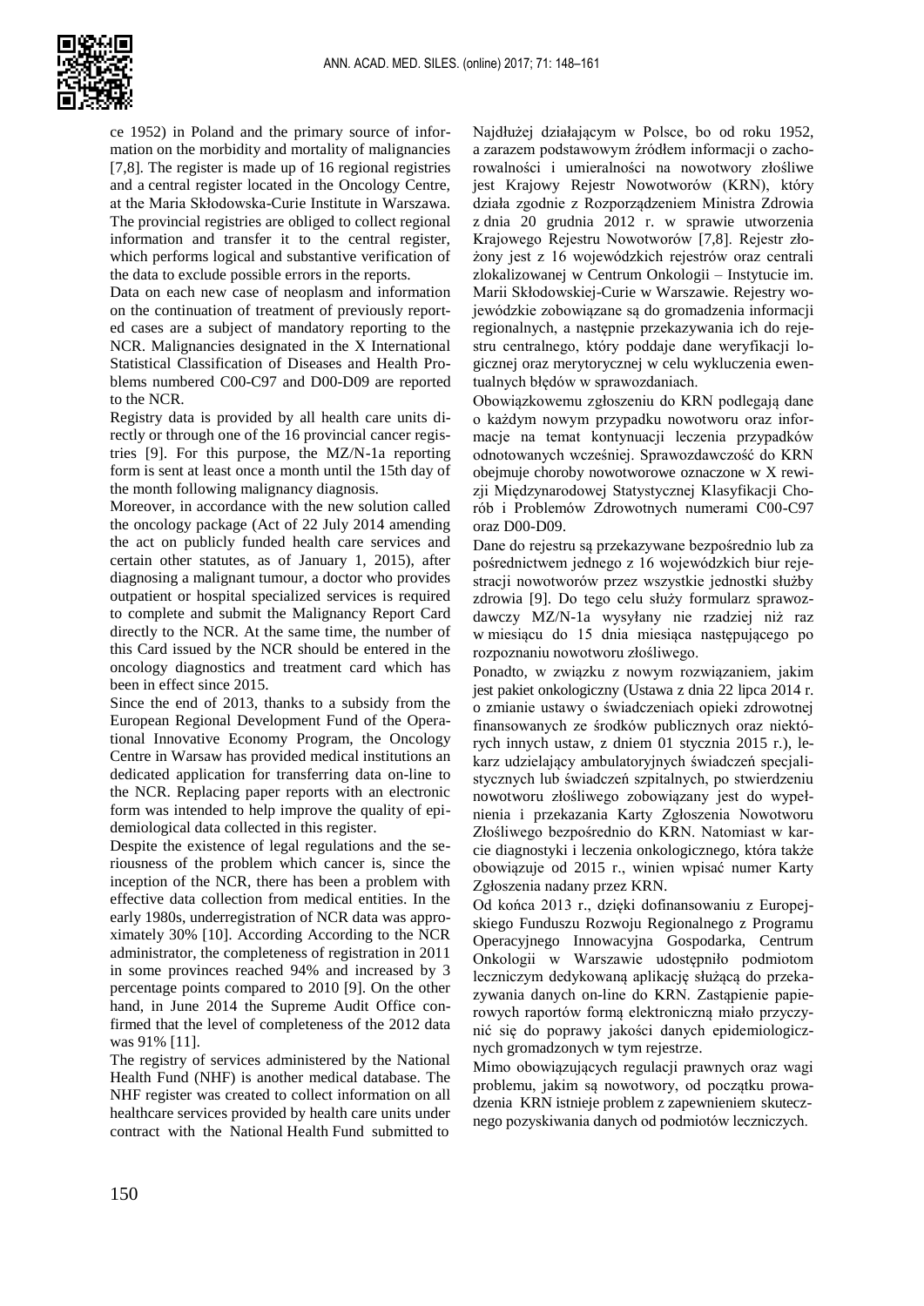ce 1952) in Poland and the primary source of information on the morbidity and mortality of malignancies [7,8]. The register is made up of 16 regional registries and a central register located in the Oncology Centre, at the Maria Skłodowska-Curie Institute in Warszawa. The provincial registries are obliged to collect regional information and transfer it to the central register, which performs logical and substantive verification of the data to exclude possible errors in the reports.

Data on each new case of neoplasm and information on the continuation of treatment of previously reported cases are a subject of mandatory reporting to the NCR. Malignancies designated in the X International Statistical Classification of Diseases and Health Problems numbered C00-C97 and D00-D09 are reported to the NCR.

Registry data is provided by all health care units directly or through one of the 16 provincial cancer registries [9]. For this purpose, the MZ/N-1a reporting form is sent at least once a month until the 15th day of the month following malignancy diagnosis.

Moreover, in accordance with the new solution called the oncology package (Act of 22 July 2014 amending the act on publicly funded health care services and certain other statutes, as of January 1, 2015), after diagnosing a malignant tumour, a doctor who provides outpatient or hospital specialized services is required to complete and submit the Malignancy Report Card directly to the NCR. At the same time, the number of this Card issued by the NCR should be entered in the oncology diagnostics and treatment card which has been in effect since 2015.

Since the end of 2013, thanks to a subsidy from the European Regional Development Fund of the Operational Innovative Economy Program, the Oncology Centre in Warsaw has provided medical institutions an dedicated application for transferring data on-line to the NCR. Replacing paper reports with an electronic form was intended to help improve the quality of epidemiological data collected in this register.

Despite the existence of legal regulations and the seriousness of the problem which cancer is, since the inception of the NCR, there has been a problem with effective data collection from medical entities. In the early 1980s, underregistration of NCR data was approximately 30% [10]. According According to the NCR administrator, the completeness of registration in 2011 in some provinces reached 94% and increased by 3 percentage points compared to 2010 [9]. On the other hand, in June 2014 the Supreme Audit Office confirmed that the level of completeness of the 2012 data was 91% [11].

The registry of services administered by the National Health Fund (NHF) is another medical database. The NHF register was created to collect information on all healthcare services provided by health care units under contract with the National Health Fund submitted to

Najdłużej działającym w Polsce, bo od roku 1952, a zarazem podstawowym źródłem informacji o zachorowalności i umieralności na nowotwory złośliwe jest Krajowy Rejestr Nowotworów (KRN), który działa zgodnie z Rozporządzeniem Ministra Zdrowia z dnia 20 grudnia 2012 r. w sprawie utworzenia Krajowego Rejestru Nowotworów [7,8]. Rejestr złożony jest z 16 wojewódzkich rejestrów oraz centrali zlokalizowanej w Centrum Onkologii – Instytucie im. Marii Skłodowskiej-Curie w Warszawie. Rejestry wojewódzkie zobowiązane są do gromadzenia informacji regionalnych, a następnie przekazywania ich do rejestru centralnego, który poddaje dane weryfikacji logicznej oraz merytorycznej w celu wykluczenia ewentualnych błędów w sprawozdaniach.

Obowiązkowemu zgłoszeniu do KRN podlegają dane o każdym nowym przypadku nowotworu oraz informacje na temat kontynuacji leczenia przypadków odnotowanych wcześniej. Sprawozdawczość do KRN obejmuje choroby nowotworowe oznaczone w X rewizji Międzynarodowej Statystycznej Klasyfikacji Chorób i Problemów Zdrowotnych numerami C00-C97 oraz D00-D09.

Dane do rejestru są przekazywane bezpośrednio lub za pośrednictwem jednego z 16 wojewódzkich biur rejestracji nowotworów przez wszystkie jednostki służby zdrowia [9]. Do tego celu służy formularz sprawozdawczy MZ/N-1a wysyłany nie rzadziej niż raz w miesiącu do 15 dnia miesiąca następującego po rozpoznaniu nowotworu złośliwego.

Ponadto, w związku z nowym rozwiązaniem, jakim jest pakiet onkologiczny (Ustawa z dnia 22 lipca 2014 r. o zmianie ustawy o świadczeniach opieki zdrowotnej finansowanych ze środków publicznych oraz niektórych innych ustaw, z dniem 01 stycznia 2015 r.), lekarz udzielający ambulatoryjnych świadczeń specjalistycznych lub świadczeń szpitalnych, po stwierdzeniu nowotworu złośliwego zobowiązany jest do wypełnienia i przekazania Karty Zgłoszenia Nowotworu Złośliwego bezpośrednio do KRN. Natomiast w karcie diagnostyki i leczenia onkologicznego, która także obowiązuje od 2015 r., winien wpisać numer Karty Zgłoszenia nadany przez KRN.

Od końca 2013 r., dzięki dofinansowaniu z Europejskiego Funduszu Rozwoju Regionalnego z Programu Operacyjnego Innowacyjna Gospodarka, Centrum Onkologii w Warszawie udostępniło podmiotom leczniczym dedykowaną aplikację służącą do przekazywania danych on-line do KRN. Zastąpienie papierowych raportów formą elektroniczną miało przyczynić się do poprawy jakości danych epidemiologicznych gromadzonych w tym rejestrze.

Mimo obowiązujących regulacji prawnych oraz wagi problemu, jakim są nowotwory, od początku prowadzenia KRN istnieje problem z zapewnieniem skutecznego pozyskiwania danych od podmiotów leczniczych.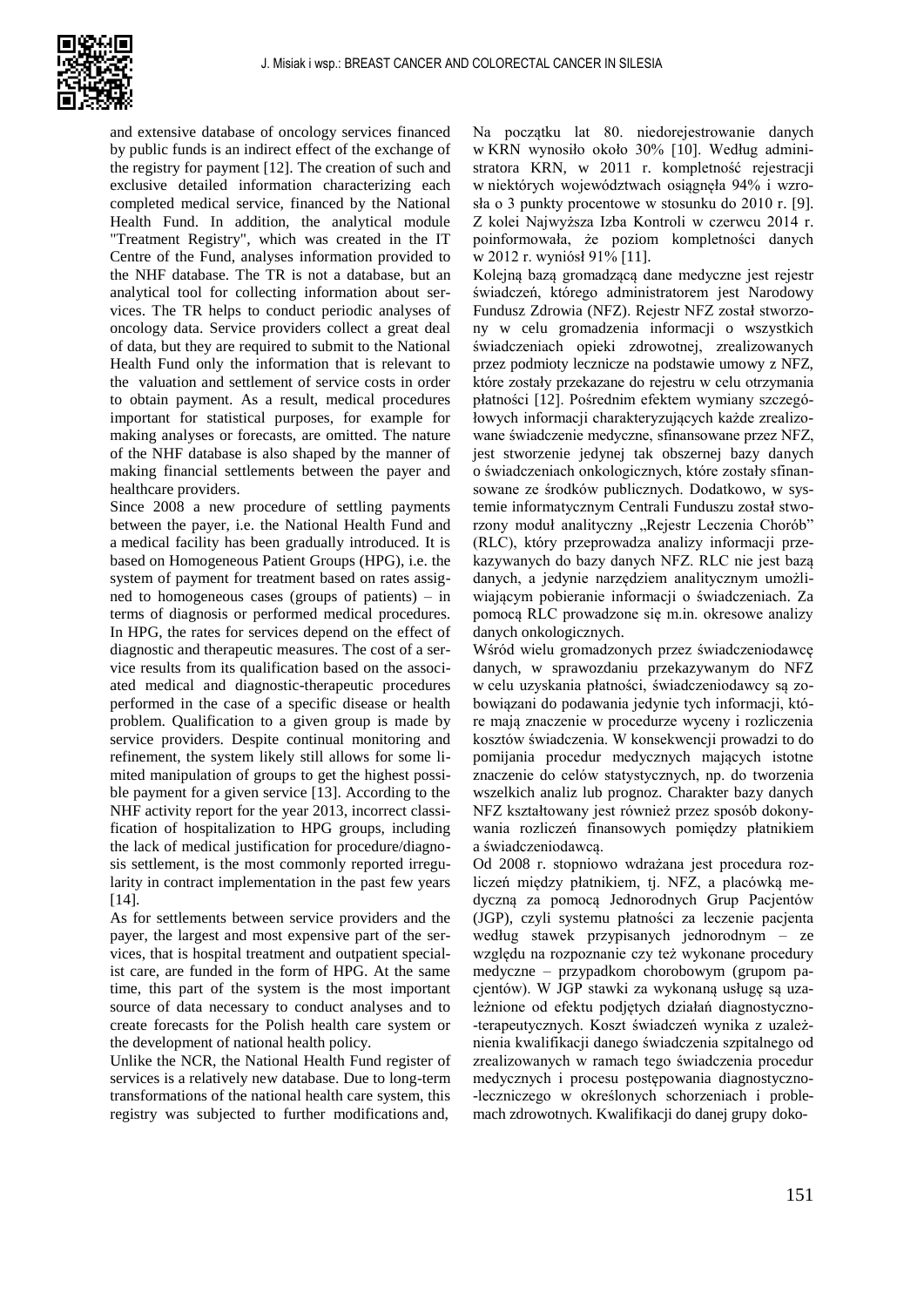and extensive database of oncology services financed by public funds is an indirect effect of the exchange of the registry for payment [12]. The creation of such and exclusive detailed information characterizing each completed medical service, financed by the National Health Fund. In addition, the analytical module "Treatment Registry", which was created in the IT Centre of the Fund, analyses information provided to the NHF database. The TR is not a database, but an analytical tool for collecting information about services. The TR helps to conduct periodic analyses of oncology data. Service providers collect a great deal of data, but they are required to submit to the National Health Fund only the information that is relevant to the valuation and settlement of service costs in order to obtain payment. As a result, medical procedures important for statistical purposes, for example for making analyses or forecasts, are omitted. The nature of the NHF database is also shaped by the manner of making financial settlements between the payer and healthcare providers.

Since 2008 a new procedure of settling payments between the payer, i.e. the National Health Fund and a medical facility has been gradually introduced. It is based on Homogeneous Patient Groups (HPG), i.e. the system of payment for treatment based on rates assigned to homogeneous cases (groups of patients) – in terms of diagnosis or performed medical procedures. In HPG, the rates for services depend on the effect of diagnostic and therapeutic measures. The cost of a service results from its qualification based on the associated medical and diagnostic-therapeutic procedures performed in the case of a specific disease or health problem. Qualification to a given group is made by service providers. Despite continual monitoring and refinement, the system likely still allows for some limited manipulation of groups to get the highest possible payment for a given service [13]. According to the NHF activity report for the year 2013, incorrect classification of hospitalization to HPG groups, including the lack of medical justification for procedure/diagnosis settlement, is the most commonly reported irregularity in contract implementation in the past few years [14].

As for settlements between service providers and the payer, the largest and most expensive part of the services, that is hospital treatment and outpatient specialist care, are funded in the form of HPG. At the same time, this part of the system is the most important source of data necessary to conduct analyses and to create forecasts for the Polish health care system or the development of national health policy.

Unlike the NCR, the National Health Fund register of services is a relatively new database. Due to long-term transformations of the national health care system, this registry was subjected to further modifications and,

Na początku lat 80. niedorejestrowanie danych w KRN wynosiło około 30% [10]. Według administratora KRN, w 2011 r. kompletność rejestracji w niektórych województwach osiągnęła 94% i wzrosła o 3 punkty procentowe w stosunku do 2010 r. [9]. Z kolei Najwyższa Izba Kontroli w czerwcu 2014 r. poinformowała, że poziom kompletności danych w 2012 r. wyniósł 91% [11].

Kolejną bazą gromadzącą dane medyczne jest rejestr świadczeń, którego administratorem jest Narodowy Fundusz Zdrowia (NFZ). Rejestr NFZ został stworzony w celu gromadzenia informacji o wszystkich świadczeniach opieki zdrowotnej, zrealizowanych przez podmioty lecznicze na podstawie umowy z NFZ, które zostały przekazane do rejestru w celu otrzymania płatności [12]. Pośrednim efektem wymiany szczegółowych informacji charakteryzujących każde zrealizowane świadczenie medyczne, sfinansowane przez NFZ, jest stworzenie jedynej tak obszernej bazy danych o świadczeniach onkologicznych, które zostały sfinansowane ze środków publicznych. Dodatkowo, w systemie informatycznym Centrali Funduszu został stworzony moduł analityczny „Rejestr Leczenia Chorób" (RLC), który przeprowadza analizy informacji przekazywanych do bazy danych NFZ. RLC nie jest bazą danych, a jedynie narzędziem analitycznym umożliwiającym pobieranie informacji o świadczeniach. Za pomocą RLC prowadzone się m.in. okresowe analizy danych onkologicznych.

Wśród wielu gromadzonych przez świadczeniodawcę danych, w sprawozdaniu przekazywanym do NFZ w celu uzyskania płatności, świadczeniodawcy są zobowiązani do podawania jedynie tych informacji, które mają znaczenie w procedurze wyceny i rozliczenia kosztów świadczenia. W konsekwencji prowadzi to do pomijania procedur medycznych mających istotne znaczenie do celów statystycznych, np. do tworzenia wszelkich analiz lub prognoz. Charakter bazy danych NFZ kształtowany jest również przez sposób dokonywania rozliczeń finansowych pomiędzy płatnikiem a świadczeniodawcą.

Od 2008 r. stopniowo wdrażana jest procedura rozliczeń między płatnikiem, tj. NFZ, a placówką medyczną za pomocą Jednorodnych Grup Pacjentów (JGP), czyli systemu płatności za leczenie pacjenta według stawek przypisanych jednorodnym – ze względu na rozpoznanie czy też wykonane procedury medyczne – przypadkom chorobowym (grupom pacjentów). W JGP stawki za wykonaną usługę są uzależnione od efektu podjętych działań diagnostyczno-terapeutycznych. Koszt świadczeń wynika z uzależnienia kwalifikacji danego świadczenia szpitalnego od zrealizowanych w ramach tego świadczenia procedur medycznych i procesu postępowania diagnostyczno-leczniczego w określonych schorzeniach i problemach zdrowotnych. Kwalifikacji do danej grupy doko-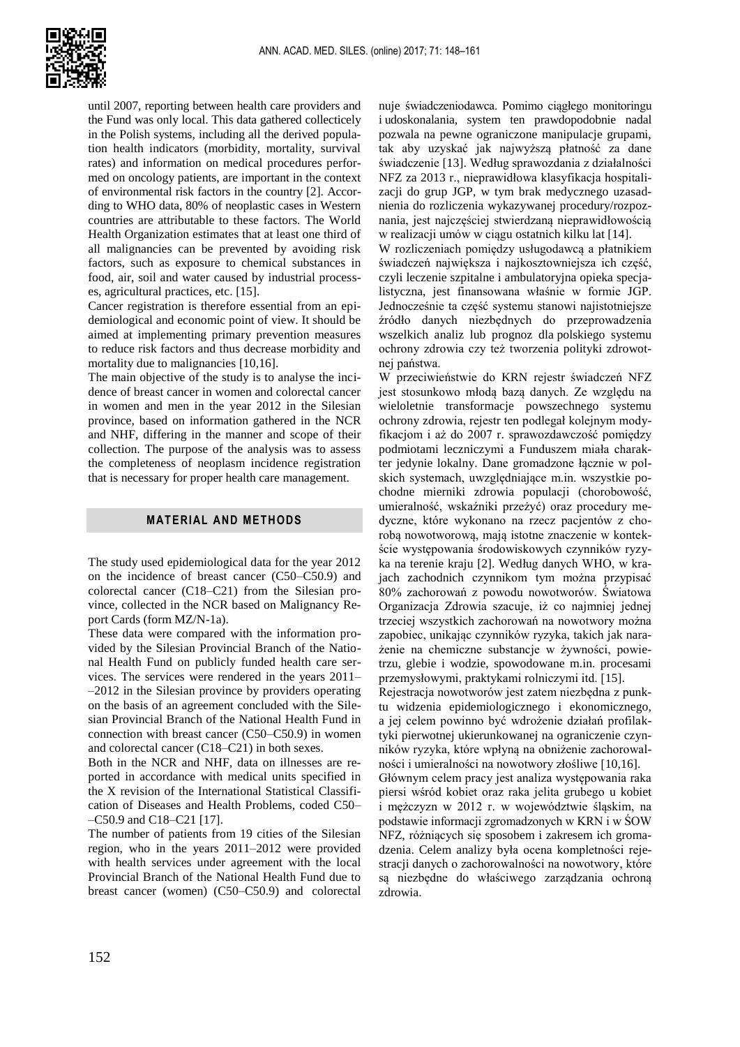until 2007, reporting between health care providers and the Fund was only local. This data gathered collecticely in the Polish systems, including all the derived population health indicators (morbidity, mortality, survival rates) and information on medical procedures performed on oncology patients, are important in the context of environmental risk factors in the country [2]. According to WHO data, 80% of neoplastic cases in Western countries are attributable to these factors. The World Health Organization estimates that at least one third of all malignancies can be prevented by avoiding risk factors, such as exposure to chemical substances in food, air, soil and water caused by industrial processes, agricultural practices, etc. [15].

Cancer registration is therefore essential from an epidemiological and economic point of view. It should be aimed at implementing primary prevention measures to reduce risk factors and thus decrease morbidity and mortality due to malignancies [10,16].

The main objective of the study is to analyse the incidence of breast cancer in women and colorectal cancer in women and men in the year 2012 in the Silesian province, based on information gathered in the NCR and NHF, differing in the manner and scope of their collection. The purpose of the analysis was to assess the completeness of neoplasm incidence registration that is necessary for proper health care management.

## MATERIAL AND METHODS

The study used epidemiological data for the year 2012 on the incidence of breast cancer (C50–C50.9) and colorectal cancer (C18–C21) from the Silesian province, collected in the NCR based on Malignancy Report Cards (form MZ/N-1a).

These data were compared with the information provided by the Silesian Provincial Branch of the National Health Fund on publicly funded health care services. The services were rendered in the years 2011–2012 in the Silesian province by providers operating on the basis of an agreement concluded with the Silesian Provincial Branch of the National Health Fund in connection with breast cancer (C50–C50.9) in women and colorectal cancer (C18–C21) in both sexes.

Both in the NCR and NHF, data on illnesses are reported in accordance with medical units specified in the X revision of the International Statistical Classification of Diseases and Health Problems, coded C50–C50.9 and C18–C21 [17].

The number of patients from 19 cities of the Silesian region, who in the years 2011–2012 were provided with health services under agreement with the local Provincial Branch of the National Health Fund due to breast cancer (women) (C50–C50.9) and colorectal

nuje świadczeniodawca. Pomimo ciągłego monitoringu i udoskonalania, system ten prawdopodobnie nadal pozwala na pewne ograniczone manipulacje grupami, tak aby uzyskać jak najwyższą płatność za dane świadczenie [13]. Według sprawozdania z działalności NFZ za 2013 r., nieprawidłowa klasyfikacja hospitalizacji do grup JGP, w tym brak medycznego uzasadnienia do rozliczenia wykazywanej procedury/rozpoznania, jest najczęściej stwierdzaną nieprawidłowością w realizacji umów w ciągu ostatnich kilku lat [14].

W rozliczeniach pomiędzy usługodawcą a płatnikiem świadczeń największa i najkosztowniejsza ich część, czyli leczenie szpitalne i ambulatoryjna opieka specjalistyczna, jest finansowana właśnie w formie JGP. Jednocześnie ta część systemu stanowi najistotniejsze źródło danych niezbędnych do przeprowadzenia wszelkich analiz lub prognoz dla polskiego systemu ochrony zdrowia czy też tworzenia polityki zdrowotnej państwa.

W przeciwieństwie do KRN rejestr świadczeń NFZ jest stosunkowo młodą bazą danych. Ze względu na wieloletnie transformacje powszechnego systemu ochrony zdrowia, rejestr ten podlegał kolejnym modyfikacjom i aż do 2007 r. sprawozdawczość pomiędzy podmiotami leczniczymi a Funduszem miała charakter jedynie lokalny. Dane gromadzone łącznie w polskich systemach, uwzględniające m.in. wszystkie pochodne mierniki zdrowia populacji (chorobowość, umieralność, wskaźniki przeżyć) oraz procedury medyczne, które wykonano na rzecz pacjentów z chorobą nowotworową, mają istotne znaczenie w kontekście występowania środowiskowych czynników ryzyka na terenie kraju [2]. Według danych WHO, w krajach zachodnich czynnikom tym można przypisać 80% zachorowań z powodu nowotworów. Światowa Organizacja Zdrowia szacuje, iż co najmniej jednej trzeciej wszystkich zachorowań na nowotwory można zapobiec, unikając czynników ryzyka, takich jak narażenie na chemiczne substancje w żywności, powietrzu, glebie i wodzie, spowodowane m.in. procesami przemysłowymi, praktykami rolniczymi itd. [15].

Rejestracja nowotworów jest zatem niezbędna z punktu widzenia epidemiologicznego i ekonomicznego, a jej celem powinno być wdrożenie działań profilaktyki pierwotnej ukierunkowanej na ograniczenie czynników ryzyka, które wpłyną na obniżenie zachorowalności i umieralności na nowotwory złośliwe [10,16].

Głównym celem pracy jest analiza występowania raka piersi wśród kobiet oraz raka jelita grubego u kobiet i mężczyzn w 2012 r. w województwie śląskim, na podstawie informacji zgromadzonych w KRN i w ŚOW NFZ, różniących się sposobem i zakresem ich gromadzenia. Celem analizy była ocena kompletności rejestracji danych o zachorowalności na nowotwory, które są niezbędne do właściwego zarządzania ochroną zdrowia.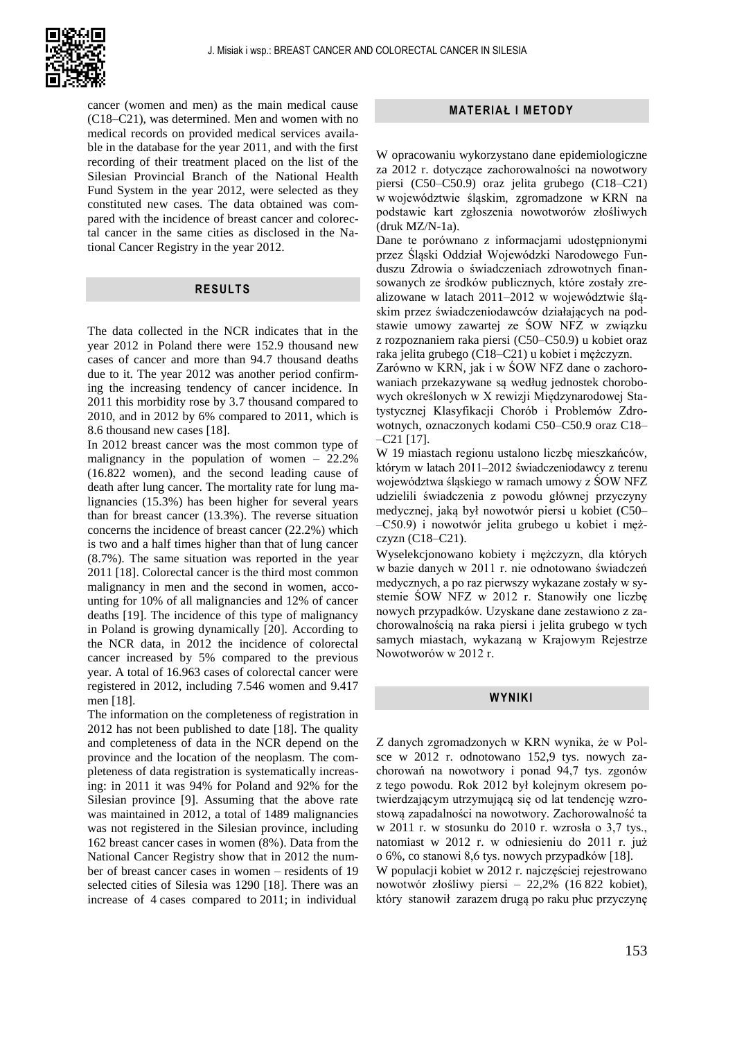cancer (women and men) as the main medical cause (C18–C21), was determined. Men and women with no medical records on provided medical services available in the database for the year 2011, and with the first recording of their treatment placed on the list of the Silesian Provincial Branch of the National Health Fund System in the year 2012, were selected as they constituted new cases. The data obtained was compared with the incidence of breast cancer and colorectal cancer in the same cities as disclosed in the National Cancer Registry in the year 2012.

## RESULTS

The data collected in the NCR indicates that in the year 2012 in Poland there were 152.9 thousand new cases of cancer and more than 94.7 thousand deaths due to it. The year 2012 was another period confirming the increasing tendency of cancer incidence. In 2011 this morbidity rose by 3.7 thousand compared to 2010, and in 2012 by 6% compared to 2011, which is 8.6 thousand new cases [18].

In 2012 breast cancer was the most common type of malignancy in the population of women – 22.2% (16.822 women), and the second leading cause of death after lung cancer. The mortality rate for lung malignancies (15.3%) has been higher for several years than for breast cancer (13.3%). The reverse situation concerns the incidence of breast cancer (22.2%) which is two and a half times higher than that of lung cancer (8.7%). The same situation was reported in the year 2011 [18]. Colorectal cancer is the third most common malignancy in men and the second in women, accounting for 10% of all malignancies and 12% of cancer deaths [19]. The incidence of this type of malignancy in Poland is growing dynamically [20]. According to the NCR data, in 2012 the incidence of colorectal cancer increased by 5% compared to the previous year. A total of 16.963 cases of colorectal cancer were registered in 2012, including 7.546 women and 9.417 men [18].

The information on the completeness of registration in 2012 has not been published to date [18]. The quality and completeness of data in the NCR depend on the province and the location of the neoplasm. The completeness of data registration is systematically increasing: in 2011 it was 94% for Poland and 92% for the Silesian province [9]. Assuming that the above rate was maintained in 2012, a total of 1489 malignancies was not registered in the Silesian province, including 162 breast cancer cases in women (8%). Data from the National Cancer Registry show that in 2012 the number of breast cancer cases in women – residents of 19 selected cities of Silesia was 1290 [18]. There was an increase of 4 cases compared to 2011; in individual

## MATERIAŁ I METODY

W opracowaniu wykorzystano dane epidemiologiczne za 2012 r. dotyczące zachorowalności na nowotwory piersi (C50–C50.9) oraz jelita grubego (C18–C21) w województwie śląskim, zgromadzone w KRN na podstawie kart zgłoszenia nowotworów złośliwych (druk MZ/N-1a).

Dane te porównano z informacjami udostępnionymi przez Śląski Oddział Wojewódzki Narodowego Funduszu Zdrowia o świadczeniach zdrowotnych finansowanych ze środków publicznych, które zostały zrealizowane w latach 2011–2012 w województwie śląskim przez świadczeniodawców działających na podstawie umowy zawartej ze ŚOW NFZ w związku z rozpoznaniem raka piersi (C50–C50.9) u kobiet oraz raka jelita grubego (C18–C21) u kobiet i mężczyzn.

Zarówno w KRN, jak i w ŚOW NFZ dane o zachorowaniach przekazywane są według jednostek chorobowych określonych w X rewizji Międzynarodowej Statystycznej Klasyfikacji Chorób i Problemów Zdrowotnych, oznaczonych kodami C50–C50.9 oraz C18–C21 [17].

W 19 miastach regionu ustalono liczbę mieszkańców, którym w latach 2011–2012 świadczeniodawcy z terenu województwa śląskiego w ramach umowy z ŚOW NFZ udzielili świadczenia z powodu głównej przyczyny medycznej, jaką był nowotwór piersi u kobiet (C50–C50.9) i nowotwór jelita grubego u kobiet i mężczyzn (C18–C21).

Wyselekcjonowano kobiety i mężczyzn, dla których w bazie danych w 2011 r. nie odnotowano świadczeń medycznych, a po raz pierwszy wykazane zostały w systemie ŚOW NFZ w 2012 r. Stanowiły one liczbę nowych przypadków. Uzyskane dane zestawiono z zachorowalnością na raka piersi i jelita grubego w tych samych miastach, wykazaną w Krajowym Rejestrze Nowotworów w 2012 r.

## WYNIKI

Z danych zgromadzonych w KRN wynika, że w Polsce w 2012 r. odnotowano 152,9 tys. nowych zachorowań na nowotwory i ponad 94,7 tys. zgonów z tego powodu. Rok 2012 był kolejnym okresem potwierdzającym utrzymującą się od lat tendencję wzrostową zapadalności na nowotwory. Zachorowalność ta w 2011 r. w stosunku do 2010 r. wzrosła o 3,7 tys., natomiast w 2012 r. w odniesieniu do 2011 r. już o 6%, co stanowi 8,6 tys. nowych przypadków [18].

W populacji kobiet w 2012 r. najczęściej rejestrowano nowotwór złośliwy piersi – 22,2% (16 822 kobiet), który stanowił zarazem drugą po raku płuc przyczynę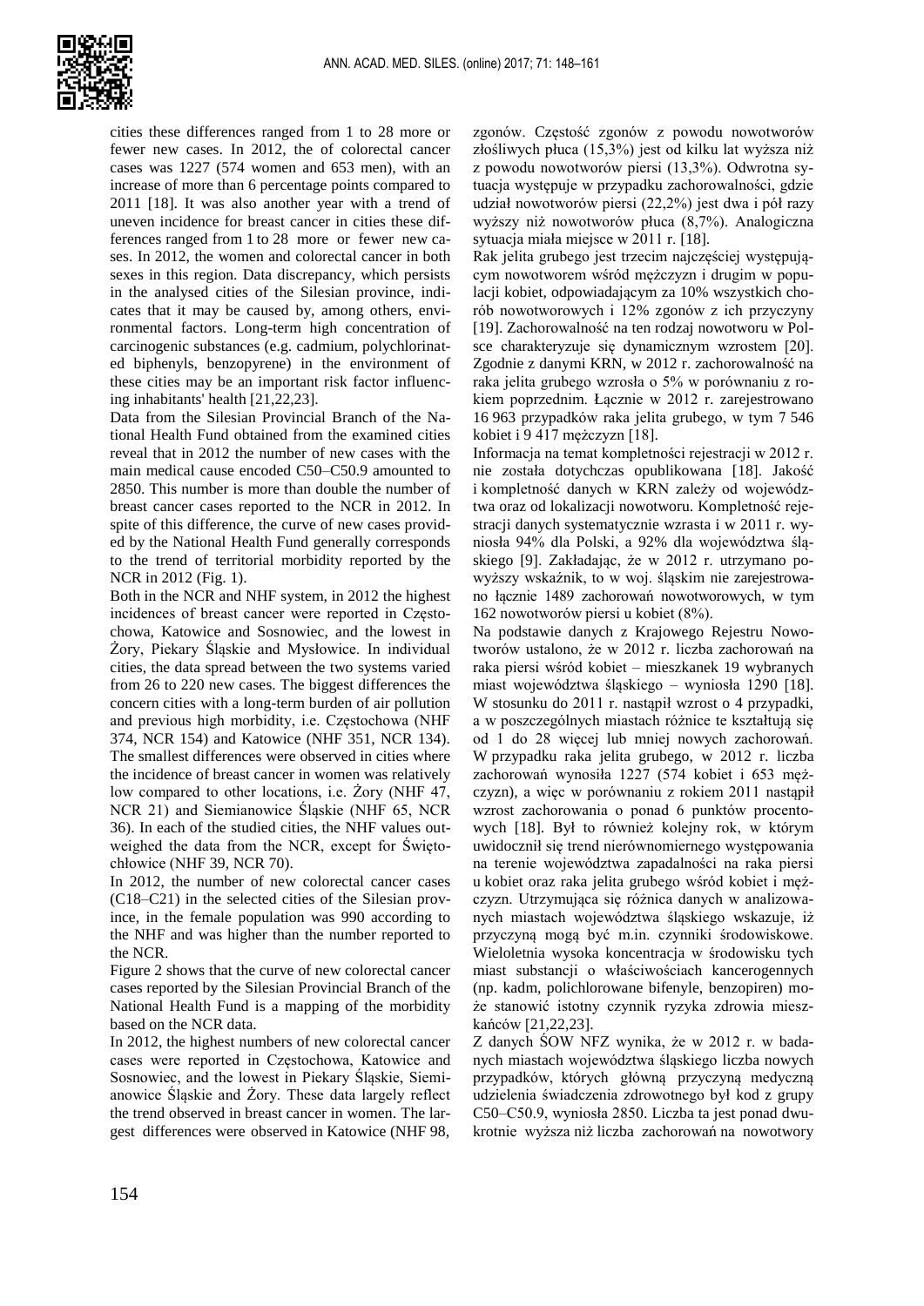cities these differences ranged from 1 to 28 more or fewer new cases. In 2012, the of colorectal cancer cases was 1227 (574 women and 653 men), with an increase of more than 6 percentage points compared to 2011 [18]. It was also another year with a trend of uneven incidence for breast cancer in cities these differences ranged from 1 to 28 more or fewer new cases. In 2012, the women and colorectal cancer in both sexes in this region. Data discrepancy, which persists in the analysed cities of the Silesian province, indicates that it may be caused by, among others, environmental factors. Long-term high concentration of carcinogenic substances (e.g. cadmium, polychlorinated biphenyls, benzopyrene) in the environment of these cities may be an important risk factor influencing inhabitants' health [21,22,23].

Data from the Silesian Provincial Branch of the National Health Fund obtained from the examined cities reveal that in 2012 the number of new cases with the main medical cause encoded C50–C50.9 amounted to 2850. This number is more than double the number of breast cancer cases reported to the NCR in 2012. In spite of this difference, the curve of new cases provided by the National Health Fund generally corresponds to the trend of territorial morbidity reported by the NCR in 2012 (Fig. 1).

Both in the NCR and NHF system, in 2012 the highest incidences of breast cancer were reported in Częstochowa, Katowice and Sosnowiec, and the lowest in Żory, Piekary Śląskie and Mysłowice. In individual cities, the data spread between the two systems varied from 26 to 220 new cases. The biggest differences the concern cities with a long-term burden of air pollution and previous high morbidity, i.e. Częstochowa (NHF 374, NCR 154) and Katowice (NHF 351, NCR 134). The smallest differences were observed in cities where the incidence of breast cancer in women was relatively low compared to other locations, i.e. Żory (NHF 47, NCR 21) and Siemianowice Śląskie (NHF 65, NCR 36). In each of the studied cities, the NHF values outweighed the data from the NCR, except for Świętochłowice (NHF 39, NCR 70).

In 2012, the number of new colorectal cancer cases (C18–C21) in the selected cities of the Silesian province, in the female population was 990 according to the NHF and was higher than the number reported to the NCR.

Figure 2 shows that the curve of new colorectal cancer cases reported by the Silesian Provincial Branch of the National Health Fund is a mapping of the morbidity based on the NCR data.

In 2012, the highest numbers of new colorectal cancer cases were reported in Częstochowa, Katowice and Sosnowiec, and the lowest in Piekary Śląskie, Siemianowice Śląskie and Żory. These data largely reflect the trend observed in breast cancer in women. The largest differences were observed in Katowice (NHF 98,

zgonów. Częstość zgonów z powodu nowotworów złośliwych płuca (15,3%) jest od kilku lat wyższa niż z powodu nowotworów piersi (13,3%). Odwrotna sytuacja występuje w przypadku zachorowalności, gdzie udział nowotworów piersi (22,2%) jest dwa i pół razy wyższy niż nowotworów płuca (8,7%). Analogiczna sytuacja miała miejsce w 2011 r. [18].

Rak jelita grubego jest trzecim najczęściej występującym nowotworem wśród mężczyzn i drugim w populacji kobiet, odpowiadającym za 10% wszystkich chorób nowotworowych i 12% zgonów z ich przyczyny [19]. Zachorowalność na ten rodzaj nowotworu w Polsce charakteryzuje się dynamicznym wzrostem [20]. Zgodnie z danymi KRN, w 2012 r. zachorowalność na raka jelita grubego wzrosła o 5% w porównaniu z rokiem poprzednim. Łącznie w 2012 r. zarejestrowano 16 963 przypadków raka jelita grubego, w tym 7 546 kobiet i 9 417 mężczyzn [18].

Informacja na temat kompletności rejestracji w 2012 r. nie została dotychczas opublikowana [18]. Jakość i kompletność danych w KRN zależy od województwa oraz od lokalizacji nowotworu. Kompletność rejestracji danych systematycznie wzrasta i w 2011 r. wyniosła 94% dla Polski, a 92% dla województwa śląskiego [9]. Zakładając, że w 2012 r. utrzymano powyższy wskaźnik, to w woj. śląskim nie zarejestrowano łącznie 1489 zachorowań nowotworowych, w tym 162 nowotworów piersi u kobiet (8%).

Na podstawie danych z Krajowego Rejestru Nowotworów ustalono, że w 2012 r. liczba zachorowań na raka piersi wśród kobiet – mieszkanek 19 wybranych miast województwa śląskiego – wyniosła 1290 [18]. W stosunku do 2011 r. nastąpił wzrost o 4 przypadki, a w poszczególnych miastach różnice te kształtują się od 1 do 28 więcej lub mniej nowych zachorowań. W przypadku raka jelita grubego, w 2012 r. liczba zachorowań wynosiła 1227 (574 kobiet i 653 mężczyzn), a więc w porównaniu z rokiem 2011 nastąpił wzrost zachorowania o ponad 6 punktów procentowych [18]. Był to również kolejny rok, w którym uwidocznił się trend nierównomiernego występowania na terenie województwa zapadalności na raka piersi u kobiet oraz raka jelita grubego wśród kobiet i mężczyzn. Utrzymująca się różnica danych w analizowanych miastach województwa śląskiego wskazuje, iż przyczyną mogą być m.in. czynniki środowiskowe. Wieloletnia wysoka koncentracja w środowisku tych miast substancji o właściwościach kancerogennych (np. kadm, polichlorowane bifenyle, benzopiren) może stanowić istotny czynnik ryzyka zdrowia mieszkańców [21,22,23].

Z danych ŚOW NFZ wynika, że w 2012 r. w badanych miastach województwa śląskiego liczba nowych przypadków, których główną przyczyną medyczną udzielenia świadczenia zdrowotnego był kod z grupy C50–C50.9, wyniosła 2850. Liczba ta jest ponad dwukrotnie wyższa niż liczba zachorowań na nowotwory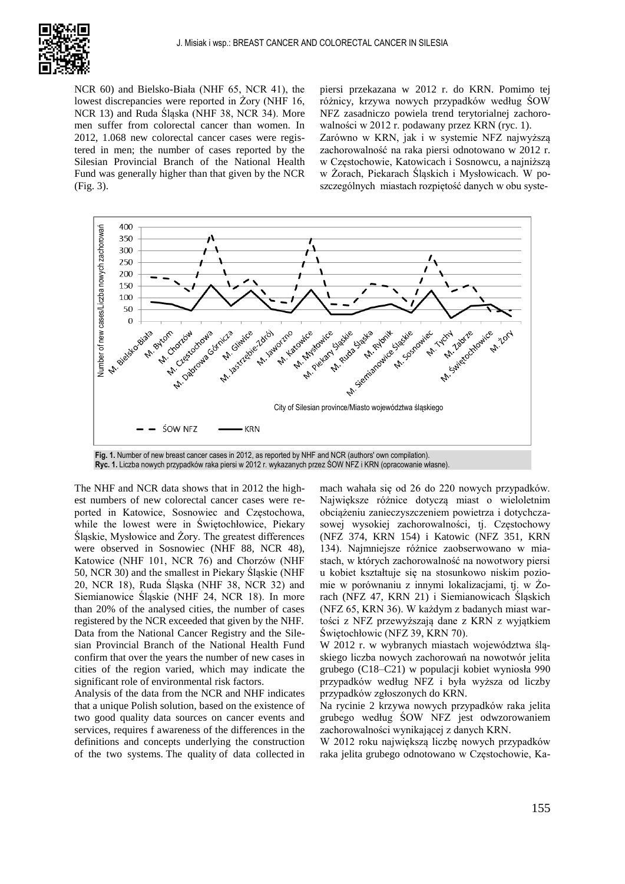NCR 60) and Bielsko-Biała (NHF 65, NCR 41), the lowest discrepancies were reported in Żory (NHF 16, NCR 13) and Ruda Śląska (NHF 38, NCR 34). More men suffer from colorectal cancer than women. In 2012, 1.068 new colorectal cancer cases were registered in men; the number of cases reported by the Silesian Provincial Branch of the National Health Fund was generally higher than that given by the NCR (Fig. 3).

The NHF and NCR data shows that in 2012 the highest numbers of new colorectal cancer cases were reported in Katowice, Sosnowiec and Częstochowa, while the lowest were in Świętochłowice, Piekary Śląskie, Mysłowice and Żory. The greatest differences were observed in Sosnowiec (NHF 88, NCR 48), Katowice (NHF 101, NCR 76) and Chorzów (NHF 50, NCR 30) and the smallest in Piekary Śląskie (NHF 20, NCR 18), Ruda Śląska (NHF 38, NCR 32) and Siemianowice Śląskie (NHF 24, NCR 18). In more than 20% of the analysed cities, the number of cases registered by the NCR exceeded that given by the NHF. Data from the National Cancer Registry and the Silesian Provincial Branch of the National Health Fund confirm that over the years the number of new cases in cities of the region varied, which may indicate the significant role of environmental risk factors.

Analysis of the data from the NCR and NHF indicates that a unique Polish solution, based on the existence of two good quality data sources on cancer events and services, requires f awareness of the differences in the definitions and concepts underlying the construction of the two systems. The quality of data collected in

piersi przekazana w 2012 r. do KRN. Pomimo tej różnicy, krzywa nowych przypadków według ŚOW NFZ zasadniczo powiela trend terytorialnej zachorowalności w 2012 r. podawany przez KRN (ryc. 1).

Zarówno w KRN, jak i w systemie NFZ najwyższą zachorowalność na raka piersi odnotowano w 2012 r. w Częstochowie, Katowicach i Sosnowcu, a najniższą w Żorach, Piekarach Śląskich i Mysłowicach. W poszczególnych miastach rozpiętość danych w obu systemach wahała się od 26 do 220 nowych przypadków. Największe różnice dotyczą miast o wieloletnim obciążeniu zanieczyszczeniem powietrza i dotychczasowej wysokiej zachorowalności, tj. Częstochowy (NFZ 374, KRN 154) i Katowic (NFZ 351, KRN 134). Najmniejsze różnice zaobserwowano w miastach, w których zachorowalność na nowotwory piersi u kobiet kształtuje się na stosunkowo niskim poziomie w porównaniu z innymi lokalizacjami, tj. w Żorach (NFZ 47, KRN 21) i Siemianowicach Śląskich (NFZ 65, KRN 36). W każdym z badanych miast wartości z NFZ przewyższają dane z KRN z wyjątkiem Świętochłowic (NFZ 39, KRN 70).

W 2012 r. w wybranych miastach województwa śląskiego liczba nowych zachorowań na nowotwór jelita grubego (C18–C21) w populacji kobiet wyniosła 990 przypadków według NFZ i była wyższa od liczby przypadków zgłoszonych do KRN.

Na rycinie 2 krzywa nowych przypadków raka jelita grubego według ŚOW NFZ jest odwzorowaniem zachorowalności wynikającej z danych KRN.

W 2012 roku największą liczbę nowych przypadków raka jelita grubego odnotowano w Częstochowie, Ka-

**Fig. 1.** Number of new breast cancer cases in 2012, as reported by NHF and NCR (authors' own compilation).
**Ryc. 1.** Liczba nowych przypadków raka piersi w 2012 r. wykazanych przez ŚOW NFZ i KRN (opracowanie własne).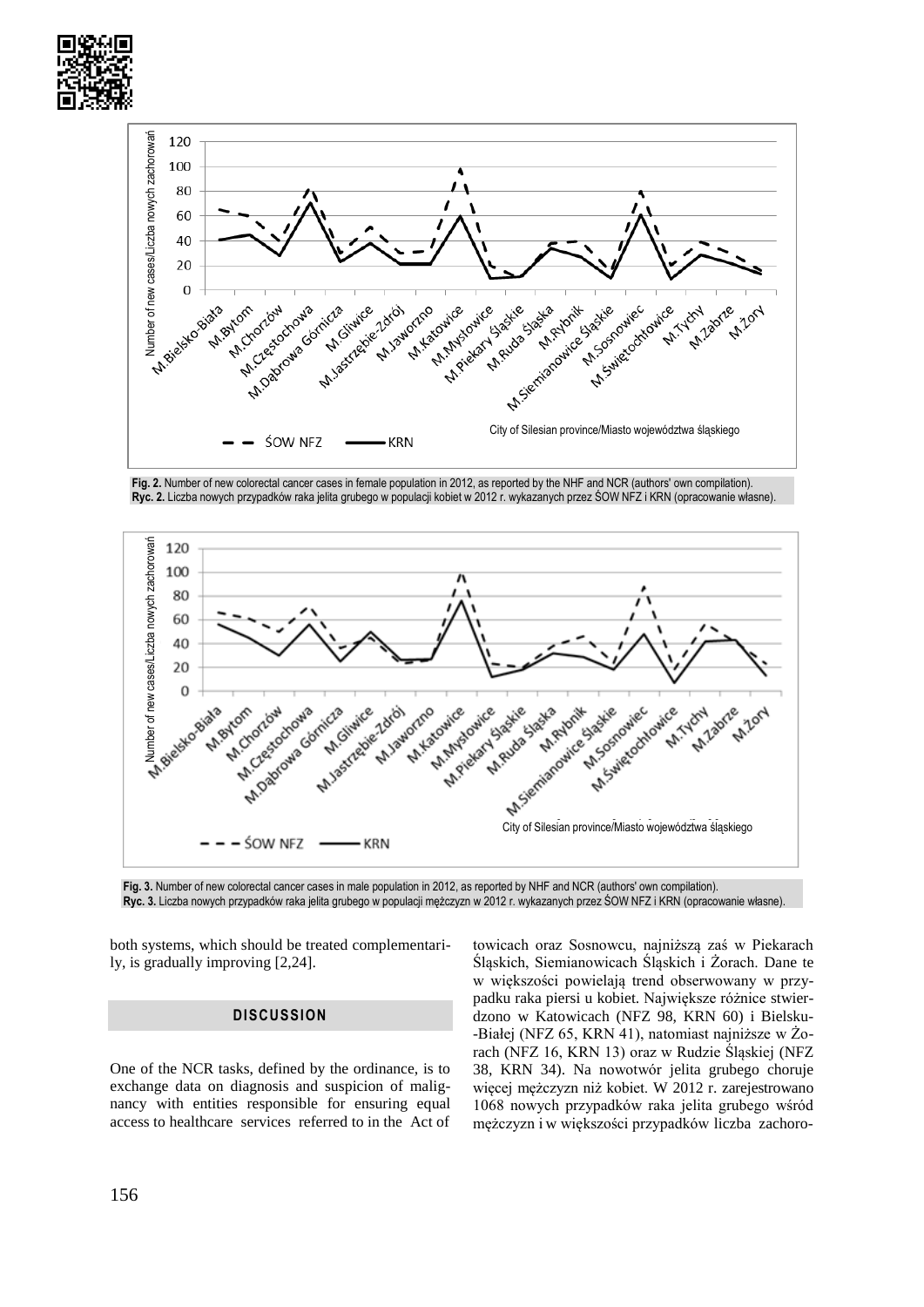Fig. 2. Number of new colorectal cancer cases in female population in 2012, as reported by the NHF and NCR (authors' own compilation).
Ryc. 2. Liczba nowych przypadków raka jelita grubego w populacji kobiet w 2012 r. wykazanych przez ŚOW NFZ i KRN (opracowanie własne).

Fig. 3. Number of new colorectal cancer cases in male population in 2012, as reported by NHF and NCR (authors' own compilation).
Ryc. 3. Liczba nowych przypadków raka jelita grubego w populacji mężczyzn w 2012 r. wykazanych przez ŚOW NFZ i KRN (opracowanie własne).

both systems, which should be treated complementarily, is gradually improving [2,24].

## DISCUSSION

One of the NCR tasks, defined by the ordinance, is to exchange data on diagnosis and suspicion of malignancy with entities responsible for ensuring equal access to healthcare services referred to in the Act of

towicach oraz Sosnowcu, najniższą zaś w Piekarach Śląskich, Siemianowicach Śląskich i Żorach. Dane te w większości powielają trend obserwowany w przypadku raka piersi u kobiet. Największe różnice stwierdzono w Katowicach (NFZ 98, KRN 60) i Bielsku-Białej (NFZ 65, KRN 41), natomiast najniższe w Żorach (NFZ 16, KRN 13) oraz w Rudzie Śląskiej (NFZ 38, KRN 34). Na nowotwór jelita grubego choruje więcej mężczyzn niż kobiet. W 2012 r. zarejestrowano 1068 nowych przypadków raka jelita grubego wśród mężczyzn i w większości przypadków liczba zachoro-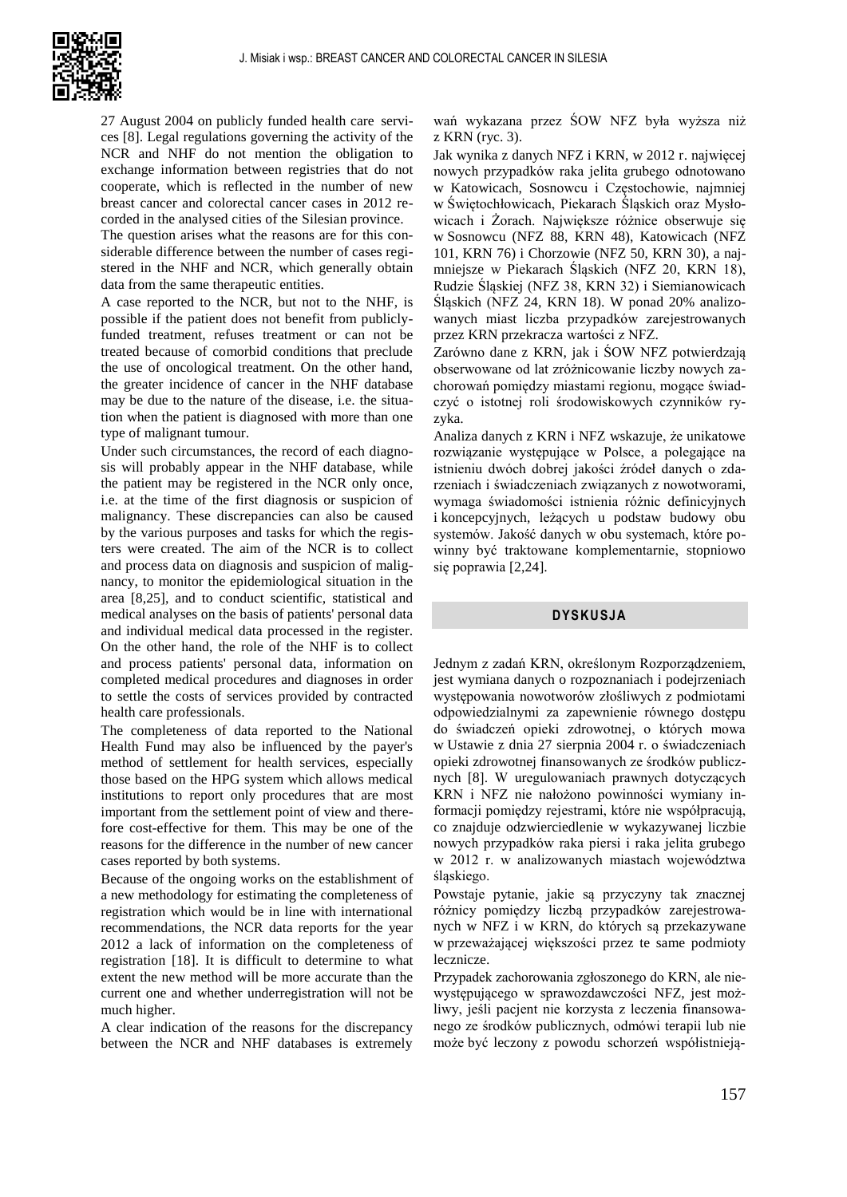27 August 2004 on publicly funded health care services [8]. Legal regulations governing the activity of the NCR and NHF do not mention the obligation to exchange information between registries that do not cooperate, which is reflected in the number of new breast cancer and colorectal cancer cases in 2012 recorded in the analysed cities of the Silesian province.

The question arises what the reasons are for this considerable difference between the number of cases registered in the NHF and NCR, which generally obtain data from the same therapeutic entities.

A case reported to the NCR, but not to the NHF, is possible if the patient does not benefit from publicly-funded treatment, refuses treatment or can not be treated because of comorbid conditions that preclude the use of oncological treatment. On the other hand, the greater incidence of cancer in the NHF database may be due to the nature of the disease, i.e. the situation when the patient is diagnosed with more than one type of malignant tumour.

Under such circumstances, the record of each diagnosis will probably appear in the NHF database, while the patient may be registered in the NCR only once, i.e. at the time of the first diagnosis or suspicion of malignancy. These discrepancies can also be caused by the various purposes and tasks for which the registers were created. The aim of the NCR is to collect and process data on diagnosis and suspicion of malignancy, to monitor the epidemiological situation in the area [8,25], and to conduct scientific, statistical and medical analyses on the basis of patients' personal data and individual medical data processed in the register. On the other hand, the role of the NHF is to collect and process patients' personal data, information on completed medical procedures and diagnoses in order to settle the costs of services provided by contracted health care professionals.

The completeness of data reported to the National Health Fund may also be influenced by the payer's method of settlement for health services, especially those based on the HPG system which allows medical institutions to report only procedures that are most important from the settlement point of view and therefore cost-effective for them. This may be one of the reasons for the difference in the number of new cancer cases reported by both systems.

Because of the ongoing works on the establishment of a new methodology for estimating the completeness of registration which would be in line with international recommendations, the NCR data reports for the year 2012 a lack of information on the completeness of registration [18]. It is difficult to determine to what extent the new method will be more accurate than the current one and whether underregistration will not be much higher.

A clear indication of the reasons for the discrepancy between the NCR and NHF databases is extremely

wań wykazana przez ŚOW NFZ była wyższa niż z KRN (ryc. 3).

Jak wynika z danych NFZ i KRN, w 2012 r. najwięcej nowych przypadków raka jelita grubego odnotowano w Katowicach, Sosnowcu i Częstochowie, najmniej w Świętochłowicach, Piekarach Śląskich oraz Mysłowicach i Żorach. Największe różnice obserwuje się w Sosnowcu (NFZ 88, KRN 48), Katowicach (NFZ 101, KRN 76) i Chorzowie (NFZ 50, KRN 30), a najmniejsze w Piekarach Śląskich (NFZ 20, KRN 18), Rudzie Śląskiej (NFZ 38, KRN 32) i Siemianowicach Śląskich (NFZ 24, KRN 18). W ponad 20% analizowanych miast liczba przypadków zarejestrowanych przez KRN przekracza wartości z NFZ.

Zarówno dane z KRN, jak i ŚOW NFZ potwierdzają obserwowane od lat zróżnicowanie liczby nowych zachorowań pomiędzy miastami regionu, mogące świadczyć o istotnej roli środowiskowych czynników ryzyka.

Analiza danych z KRN i NFZ wskazuje, że unikatowe rozwiązanie występujące w Polsce, a polegające na istnieniu dwóch dobrej jakości źródeł danych o zdarzeniach i świadczeniach związanych z nowotworami, wymaga świadomości istnienia różnic definicyjnych i koncepcyjnych, leżących u podstaw budowy obu systemów. Jakość danych w obu systemach, które powinny być traktowane komplementarnie, stopniowo się poprawia [2,24].

## DYSKUSJA

Jednym z zadań KRN, określonym Rozporządzeniem, jest wymiana danych o rozpoznaniach i podejrzeniach występowania nowotworów złośliwych z podmiotami odpowiedzialnymi za zapewnienie równego dostępu do świadczeń opieki zdrowotnej, o których mowa w Ustawie z dnia 27 sierpnia 2004 r. o świadczeniach opieki zdrowotnej finansowanych ze środków publicznych [8]. W uregulowaniach prawnych dotyczących KRN i NFZ nie nałożono powinności wymiany informacji pomiędzy rejestrami, które nie współpracują, co znajduje odzwierciedlenie w wykazywanej liczbie nowych przypadków raka piersi i raka jelita grubego w 2012 r. w analizowanych miastach województwa śląskiego.

Powstaje pytanie, jakie są przyczyny tak znacznej różnicy pomiędzy liczbą przypadków zarejestrowanych w NFZ i w KRN, do których są przekazywane w przeważającej większości przez te same podmioty lecznicze.

Przypadek zachorowania zgłoszonego do KRN, ale niewystępującego w sprawozdawczości NFZ, jest możliwy, jeśli pacjent nie korzysta z leczenia finansowanego ze środków publicznych, odmówi terapii lub nie może być leczony z powodu schorzeń współistnieją-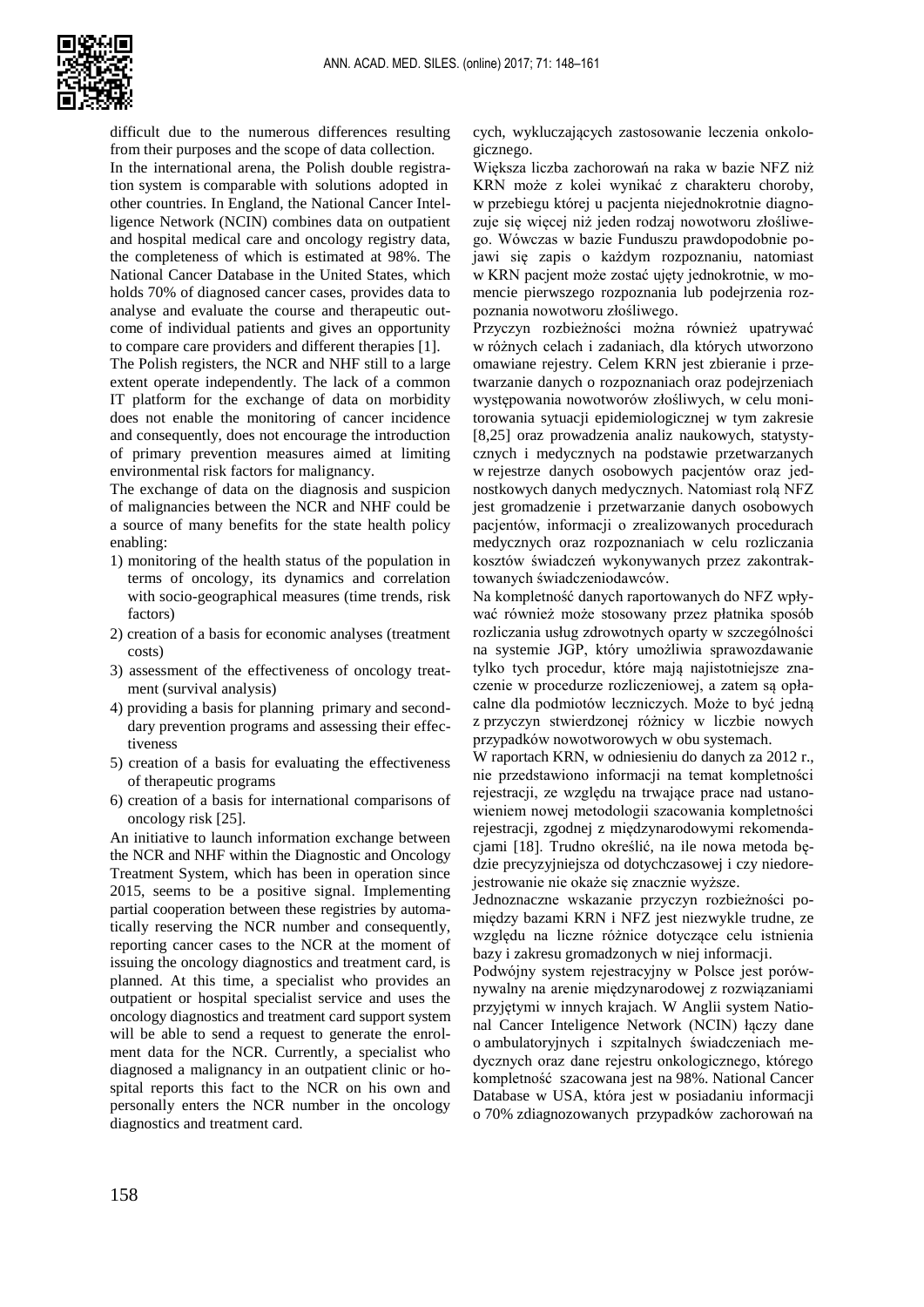difficult due to the numerous differences resulting from their purposes and the scope of data collection.

In the international arena, the Polish double registration system is comparable with solutions adopted in other countries. In England, the National Cancer Intelligence Network (NCIN) combines data on outpatient and hospital medical care and oncology registry data, the completeness of which is estimated at 98%. The National Cancer Database in the United States, which holds 70% of diagnosed cancer cases, provides data to analyse and evaluate the course and therapeutic outcome of individual patients and gives an opportunity to compare care providers and different therapies [1].

The Polish registers, the NCR and NHF still to a large extent operate independently. The lack of a common IT platform for the exchange of data on morbidity does not enable the monitoring of cancer incidence and consequently, does not encourage the introduction of primary prevention measures aimed at limiting environmental risk factors for malignancy.

The exchange of data on the diagnosis and suspicion of malignancies between the NCR and NHF could be a source of many benefits for the state health policy enabling:

1) monitoring of the health status of the population in terms of oncology, its dynamics and correlation with socio-geographical measures (time trends, risk factors)
2) creation of a basis for economic analyses (treatment costs)
3) assessment of the effectiveness of oncology treatment (survival analysis)
4) providing a basis for planning primary and secondary prevention programs and assessing their effectiveness
5) creation of a basis for evaluating the effectiveness of therapeutic programs
6) creation of a basis for international comparisons of oncology risk [25].

An initiative to launch information exchange between the NCR and NHF within the Diagnostic and Oncology Treatment System, which has been in operation since 2015, seems to be a positive signal. Implementing partial cooperation between these registries by automatically reserving the NCR number and consequently, reporting cancer cases to the NCR at the moment of issuing the oncology diagnostics and treatment card, is planned. At this time, a specialist who provides an outpatient or hospital specialist service and uses the oncology diagnostics and treatment card support system will be able to send a request to generate the enrolment data for the NCR. Currently, a specialist who diagnosed a malignancy in an outpatient clinic or hospital reports this fact to the NCR on his own and personally enters the NCR number in the oncology diagnostics and treatment card.

cych, wykluczających zastosowanie leczenia onkologicznego.

Większa liczba zachorowań na raka w bazie NFZ niż KRN może z kolei wynikać z charakteru choroby, w przebiegu której u pacjenta niejednokrotnie diagnozuje się więcej niż jeden rodzaj nowotworu złośliwego. Wówczas w bazie Funduszu prawdopodobnie pojawi się zapis o każdym rozpoznaniu, natomiast w KRN pacjent może zostać ujęty jednokrotnie, w momencie pierwszego rozpoznania lub podejrzenia rozpoznania nowotworu złośliwego.

Przyczyn rozbieżności można również upatrywać w różnych celach i zadaniach, dla których utworzono omawiane rejestry. Celem KRN jest zbieranie i przetwarzanie danych o rozpoznaniach oraz podejrzeniach występowania nowotworów złośliwych, w celu monitorowania sytuacji epidemiologicznej w tym zakresie [8,25] oraz prowadzenia analiz naukowych, statystycznych i medycznych na podstawie przetwarzanych w rejestrze danych osobowych pacjentów oraz jednostkowych danych medycznych. Natomiast rolą NFZ jest gromadzenie i przetwarzanie danych osobowych pacjentów, informacji o zrealizowanych procedurach medycznych oraz rozpoznaniach w celu rozliczania kosztów świadczeń wykonywanych przez zakontraktowanych świadczeniodawców.

Na kompletność danych raportowanych do NFZ wpływać również może stosowany przez płatnika sposób rozliczania usług zdrowotnych oparty w szczególności na systemie JGP, który umożliwia sprawozdawanie tylko tych procedur, które mają najistotniejsze znaczenie w procedurze rozliczeniowej, a zatem są opłacalne dla podmiotów leczniczych. Może to być jedną z przyczyn stwierdzonej różnicy w liczbie nowych przypadków nowotworowych w obu systemach.

W raportach KRN, w odniesieniu do danych za 2012 r., nie przedstawiono informacji na temat kompletności rejestracji, ze względu na trwające prace nad ustanowieniem nowej metodologii szacowania kompletności rejestracji, zgodnej z międzynarodowymi rekomendacjami [18]. Trudno określić, na ile nowa metoda będzie precyzyjniejsza od dotychczasowej i czy niedorejestrowanie nie okaże się znacznie wyższe.

Jednoznaczne wskazanie przyczyn rozbieżności pomiędzy bazami KRN i NFZ jest niezwykle trudne, ze względu na liczne różnice dotyczące celu istnienia bazy i zakresu gromadzonych w niej informacji.

Podwójny system rejestracyjny w Polsce jest porównywalny na arenie międzynarodowej z rozwiązaniami przyjętymi w innych krajach. W Anglii system National Cancer Inteligence Network (NCIN) łączy dane o ambulatoryjnych i szpitalnych świadczeniach medycznych oraz dane rejestru onkologicznego, którego kompletność szacowana jest na 98%. National Cancer Database w USA, która jest w posiadaniu informacji o 70% zdiagnozowanych przypadków zachorowań na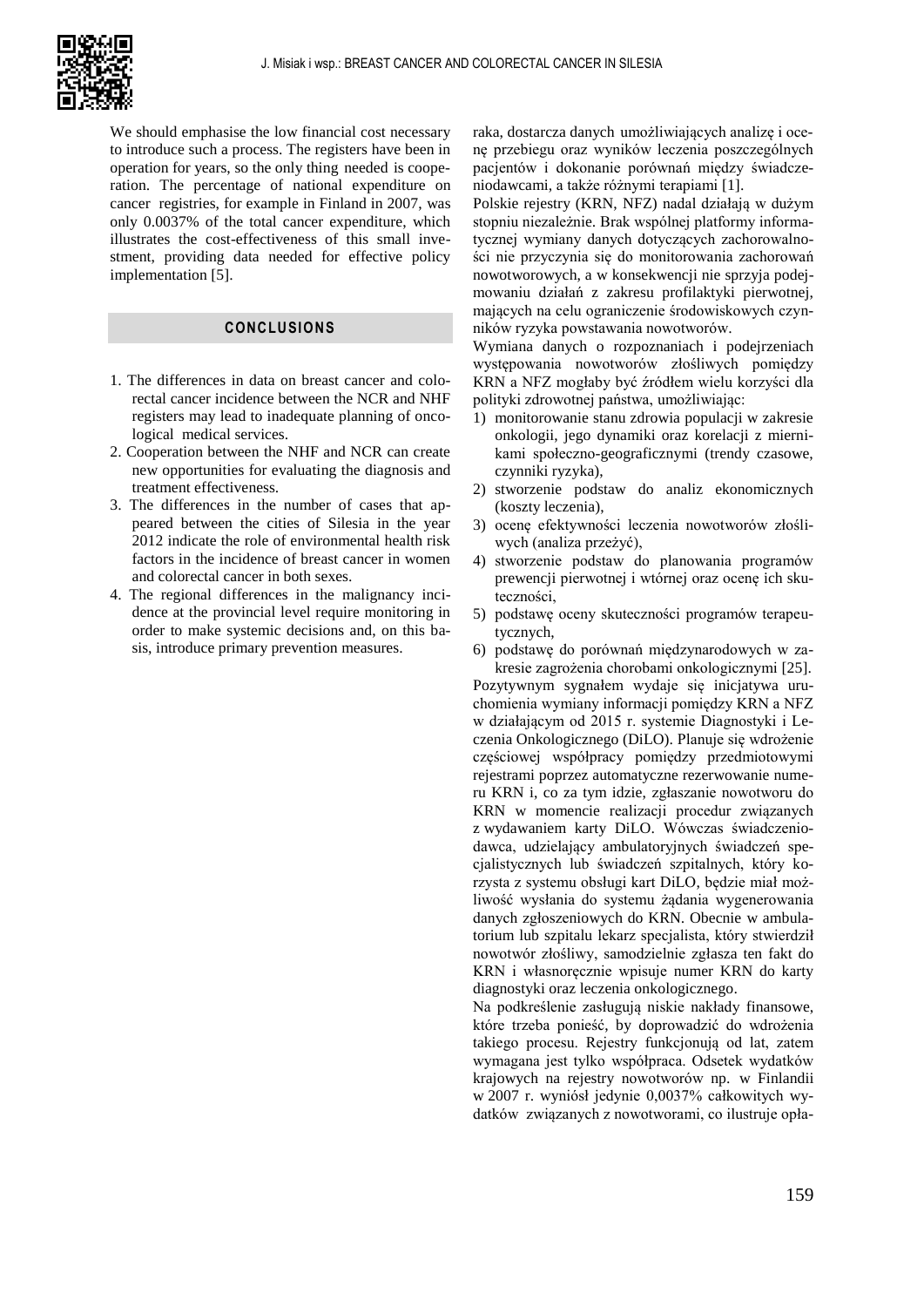We should emphasise the low financial cost necessary to introduce such a process. The registers have been in operation for years, so the only thing needed is cooperation. The percentage of national expenditure on cancer registries, for example in Finland in 2007, was only 0.0037% of the total cancer expenditure, which illustrates the cost-effectiveness of this small investment, providing data needed for effective policy implementation [5].

## CONCLUSIONS

1. The differences in data on breast cancer and colorectal cancer incidence between the NCR and NHF registers may lead to inadequate planning of oncological medical services.
2. Cooperation between the NHF and NCR can create new opportunities for evaluating the diagnosis and treatment effectiveness.
3. The differences in the number of cases that appeared between the cities of Silesia in the year 2012 indicate the role of environmental health risk factors in the incidence of breast cancer in women and colorectal cancer in both sexes.
4. The regional differences in the malignancy incidence at the provincial level require monitoring in order to make systemic decisions and, on this basis, introduce primary prevention measures.

raka, dostarcza danych umożliwiających analizę i ocenę przebiegu oraz wyników leczenia poszczególnych pacjentów i dokonanie porównań między świadczeniodawcami, a także różnymi terapiami [1].

Polskie rejestry (KRN, NFZ) nadal działają w dużym stopniu niezależnie. Brak wspólnej platformy informatycznej wymiany danych dotyczących zachorowalności nie przyczynia się do monitorowania zachorowań nowotworowych, a w konsekwencji nie sprzyja podejmowaniu działań z zakresu profilaktyki pierwotnej, mających na celu ograniczenie środowiskowych czynników ryzyka powstawania nowotworów.

Wymiana danych o rozpoznaniach i podejrzeniach występowania nowotworów złośliwych pomiędzy KRN a NFZ mogłaby być źródłem wielu korzyści dla polityki zdrowotnej państwa, umożliwiając:

1) monitorowanie stanu zdrowia populacji w zakresie onkologii, jego dynamiki oraz korelacji z miernikami społeczno-geograficznymi (trendy czasowe, czynniki ryzyka),
2) stworzenie podstaw do analiz ekonomicznych (koszty leczenia),
3) ocenę efektywności leczenia nowotworów złośliwych (analiza przeżyć),
4) stworzenie podstaw do planowania programów prewencji pierwotnej i wtórnej oraz ocenę ich skuteczności,
5) podstawę oceny skuteczności programów terapeutycznych,
6) podstawę do porównań międzynarodowych w zakresie zagrożenia chorobami onkologicznymi [25].

Pozytywnym sygnałem wydaje się inicjatywa uruchomienia wymiany informacji pomiędzy KRN a NFZ w działającym od 2015 r. systemie Diagnostyki i Leczenia Onkologicznego (DiLO). Planuje się wdrożenie częściowej współpracy pomiędzy przedmiotowymi rejestrami poprzez automatyczne rezerwowanie numeru KRN i, co za tym idzie, zgłaszanie nowotworu do KRN w momencie realizacji procedur związanych z wydawaniem karty DiLO. Wówczas świadczeniodawca, udzielający ambulatoryjnych świadczeń specjalistycznych lub świadczeń szpitalnych, który korzysta z systemu obsługi kart DiLO, będzie miał możliwość wysłania do systemu żądania wygenerowania danych zgłoszeniowych do KRN. Obecnie w ambulatorium lub szpitalu lekarz specjalista, który stwierdził nowotwór złośliwy, samodzielnie zgłasza ten fakt do KRN i własnoręcznie wpisuje numer KRN do karty diagnostyki oraz leczenia onkologicznego.

Na podkreślenie zasługują niskie nakłady finansowe, które trzeba ponieść, by doprowadzić do wdrożenia takiego procesu. Rejestry funkcjonują od lat, zatem wymagana jest tylko współpraca. Odsetek wydatków krajowych na rejestry nowotworów np. w Finlandii w 2007 r. wyniósł jedynie 0,0037% całkowitych wydatków związanych z nowotworami, co ilustruje opła-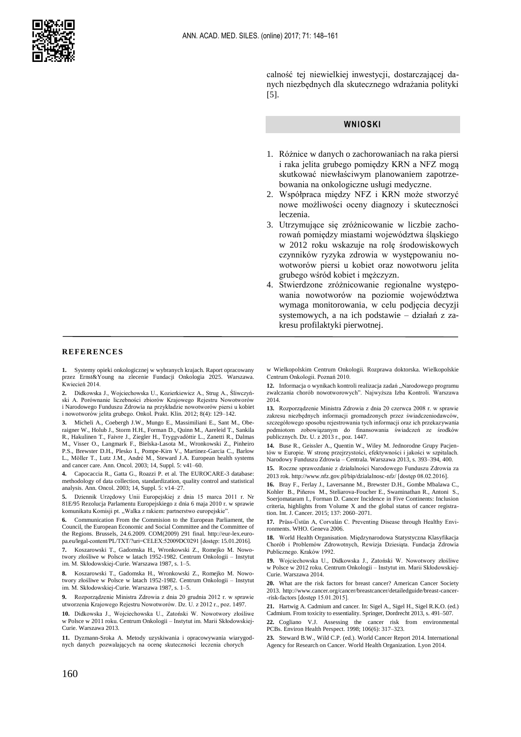calność tej niewielkiej inwestycji, dostarczającej danych niezbędnych dla skutecznego wdrażania polityki [5].

## WNIOSKI

1. Różnice w danych o zachorowaniach na raka piersi i raka jelita grubego pomiędzy KRN a NFZ mogą skutkować niewłaściwym planowaniem zapotrzebowania na onkologiczne usługi medyczne.
2. Współpraca między NFZ i KRN może stworzyć nowe możliwości oceny diagnozy i skuteczności leczenia.
3. Utrzymujące się zróżnicowanie w liczbie zachorowań pomiędzy miastami województwa śląskiego w 2012 roku wskazuje na rolę środowiskowych czynników ryzyka zdrowia w występowaniu nowotworów piersi u kobiet oraz nowotworu jelita grubego wśród kobiet i mężczyzn.
4. Stwierdzone zróżnicowanie regionalne występowania nowotworów na poziomie województwa wymaga monitorowania, w celu podjęcia decyzji systemowych, a na ich podstawie – działań z zakresu profilaktyki pierwotnej.

## REFERENCES

**1.** Systemy opieki onkologicznej w wybranych krajach. Raport opracowany przez Ernst&Young na zlecenie Fundacji Onkologia 2025. Warszawa. Kwiecień 2014.

**2.** Didkowska J., Wojciechowska U., Kozierkiewicz A., Strug A., Śliwczyński A. Porównanie liczebności zbiorów Krajowego Rejestru Nowotworów i Narodowego Funduszu Zdrowia na przykładzie nowotworów piersi u kobiet i nowotworów jelita grubego. Onkol. Prakt. Klin. 2012; 8(4): 129–142.

**3.** Micheli A., Coebergh J.W., Mungo E., Massimiliani E., Sant M., Oberaigner W., Holub J., Storm H.H., Forman D., Quinn M., Aareleid T., Sankila R., Hakulinen T., Faivre J., Ziegler H., Tryggvadòttir L., Zanetti R., Dalmas M., Visser O., Langmark F., Bielska-Lasota M., Wronkowski Z., Pinheiro P.S., Brewster D.H., Plesko I., Pompe-Kirn V., Martinez-Garcia C., Barlow L., Möller T., Lutz J.M., André M., Steward J.A. European health systems and cancer care. Ann. Oncol. 2003; 14, Suppl. 5: v41–60.

**4.** Capocaccia R., Gatta G., Roazzi P. et al. The EUROCARE-3 database: methodology of data collection, standardization, quality control and statistical analysis. Ann. Oncol. 2003; 14, Suppl. 5: v14–27.

**5.** Dziennik Urzędowy Unii Europejskiej z dnia 15 marca 2011 r. Nr 81E/95 Rezolucja Parlamentu Europejskiego z dnia 6 maja 2010 r. w sprawie komunikatu Komisji pt. „Walka z rakiem: partnerstwo europejskie".

**6.** Communication From the Commision to the European Parliament, the Council, the European Economic and Social Committee and the Committee of the Regions. Brussels, 24.6.2009. COM(2009) 291 final. http://eur-lex.europa.eu/legal-content/PL/TXT/?uri=CELEX:52009DC0291 [dostęp: 15.01.2016].

**7.** Koszarowski T., Gadomska H., Wronkowski Z., Romejko M. Nowotwory złośliwe w Polsce w latach 1952-1982. Centrum Onkologii – Instytut im. M. Skłodowskiej-Curie. Warszawa 1987, s. 1–5.

**8.** Koszarowski T., Gadomska H., Wronkowski Z., Romejko M. Nowotwory złośliwe w Polsce w latach 1952-1982. Centrum Onkologii – Instytut im. M. Skłodowskiej-Curie. Warszawa 1987, s. 1–5.

**9.** Rozporządzenie Ministra Zdrowia z dnia 20 grudnia 2012 r. w sprawie utworzenia Krajowego Rejestru Nowotworów. Dz. U. z 2012 r., poz. 1497.

**10.** Didkowska J., Wojciechowska U., Zatoński W. Nowotwory złośliwe w Polsce w 2011 roku. Centrum Onkologii – Instytut im. Marii Skłodowskiej-Curie. Warszawa 2013.

**11.** Dyzmann-Sroka A. Metody uzyskiwania i opracowywania wiarygodnych danych pozwalających na ocenę skuteczności leczenia chorych w Wielkopolskim Centrum Onkologii. Rozprawa doktorska. Wielkopolskie Centrum Onkologii. Poznań 2010.

**12.** Informacja o wynikach kontroli realizacja zadań „Narodowego programu zwalczania chorób nowotworowych". Najwyższa Izba Kontroli. Warszawa 2014.

**13.** Rozporządzenie Ministra Zdrowia z dnia 20 czerwca 2008 r. w sprawie zakresu niezbędnych informacji gromadzonych przez świadczeniodawców, szczegółowego sposobu rejestrowania tych informacji oraz ich przekazywania podmiotom zobowiązanym do finansowania świadczeń ze środków publicznych. Dz. U. z 2013 r., poz. 1447.

**14.** Buse R., Geissler A., Quentin W., Wiley M. Jednorodne Grupy Pacjentów w Europie. W stronę przejrzystości, efektywności i jakości w szpitalach. Narodowy Funduszu Zdrowia – Centrala. Warszawa 2013, s. 393–394, 400.

**15.** Roczne sprawozdanie z działalności Narodowego Funduszu Zdrowia za 2013 rok. http://www.nfz.gov.pl/bip/dzialalnosc-nfz/ [dostęp 08.02.2016].

**16.** Bray F., Ferlay J., Laversanne M., Brewster D.H., Gombe Mbalawa C., Kohler B., Piñeros M., Steliarova-Foucher E., Swaminathan R., Antoni S., Soerjomataram I., Forman D. Cancer Incidence in Five Continents: Inclusion criteria, highlights from Volume X and the global status of cancer registration. Int. J. Cancer. 2015; 137: 2060–2071.

**17.** Prüss-Üstün A, Corvalán C. Preventing Disease through Healthy Environments. WHO. Geneva 2006.

**18.** World Health Organisation. Międzynarodowa Statystyczna Klasyfikacja Chorób i Problemów Zdrowotnych, Rewizja Dziesiąta. Fundacja Zdrowia Publicznego. Kraków 1992.

**19.** Wojciechowska U., Didkowska J., Zatoński W. Nowotwory złośliwe w Polsce w 2012 roku. Centrum Onkologii – Instytut im. Marii Skłodowskiej-Curie. Warszawa 2014.

**20.** What are the risk factors for breast cancer? American Cancer Society 2013. http://www.cancer.org/cancer/breastcancer/detailedguide/breast-cancer--risk-factors [dostęp 15.01.2015].

**21.** Hartwig A. Cadmium and cancer. In: Sigel A., Sigel H., Sigel R.K.O. (ed.) Cadmium. From toxicity to essentiality. Springer, Dordrecht 2013, s. 491–507.

**22.** Cogliano V.J. Assessing the cancer risk from environmental PCBs. Environ Health Perspect. 1998; 106(6): 317–323.

**23.** Steward B.W., Wild C.P. (ed.). World Cancer Report 2014. International Agency for Research on Cancer. World Health Organization. Lyon 2014.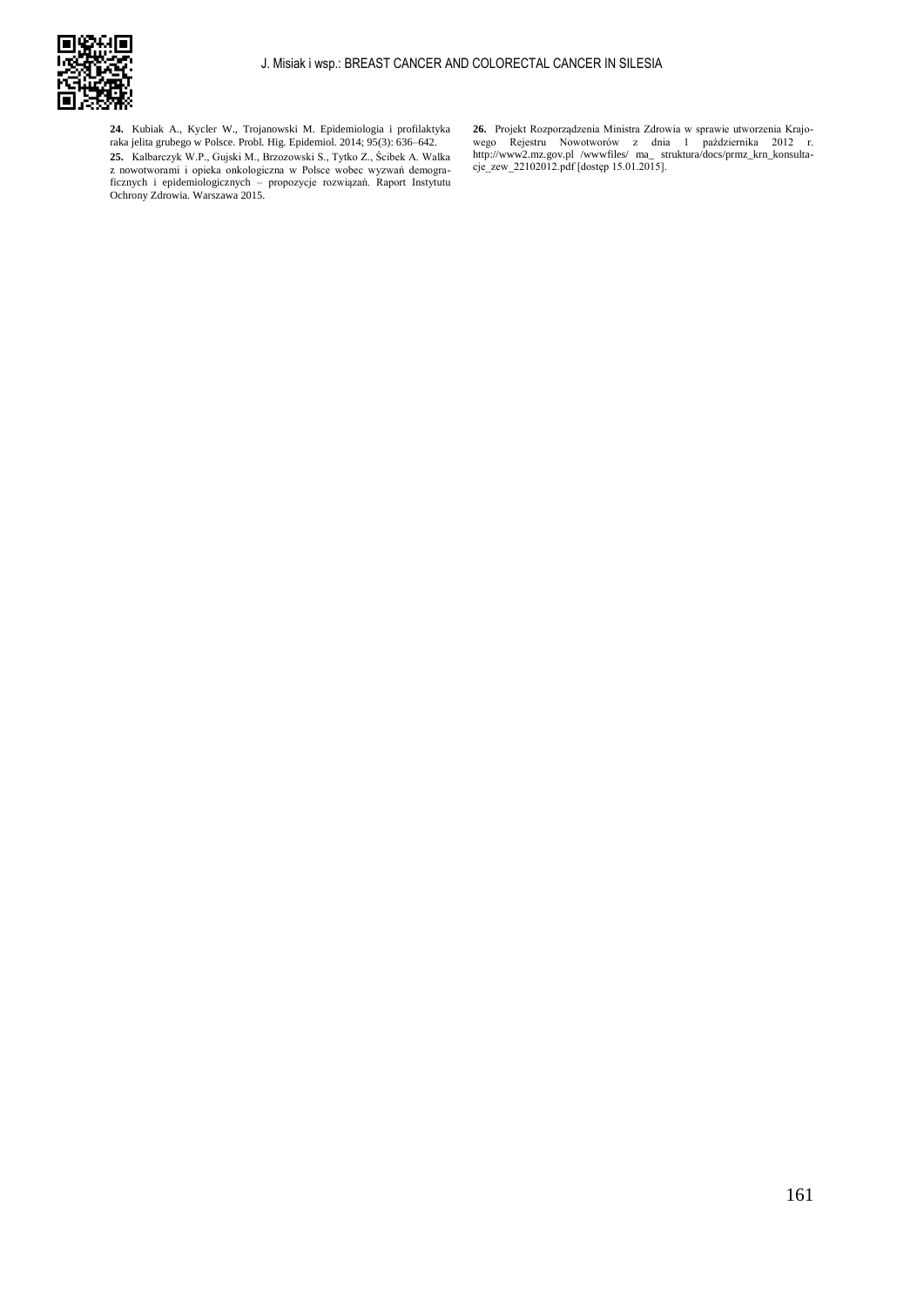**24.** Kubiak A., Kycler W., Trojanowski M. Epidemiologia i profilaktyka raka jelita grubego w Polsce. Probl. Hig. Epidemiol. 2014; 95(3): 636–642.

**25.** Kalbarczyk W.P., Gujski M., Brzozowski S., Tytko Z., Ścibek A. Walka z nowotworami i opieka onkologiczna w Polsce wobec wyzwań demograficznych i epidemiologicznych – propozycje rozwiązań. Raport Instytutu Ochrony Zdrowia. Warszawa 2015.

**26.** Projekt Rozporządzenia Ministra Zdrowia w sprawie utworzenia Krajowego Rejestru Nowotworów z dnia 1 października 2012 r. http://www2.mz.gov.pl /wwwfiles/ ma_ struktura/docs/prmz_krn_konsultacje_zew_22102012.pdf [dostęp 15.01.2015].